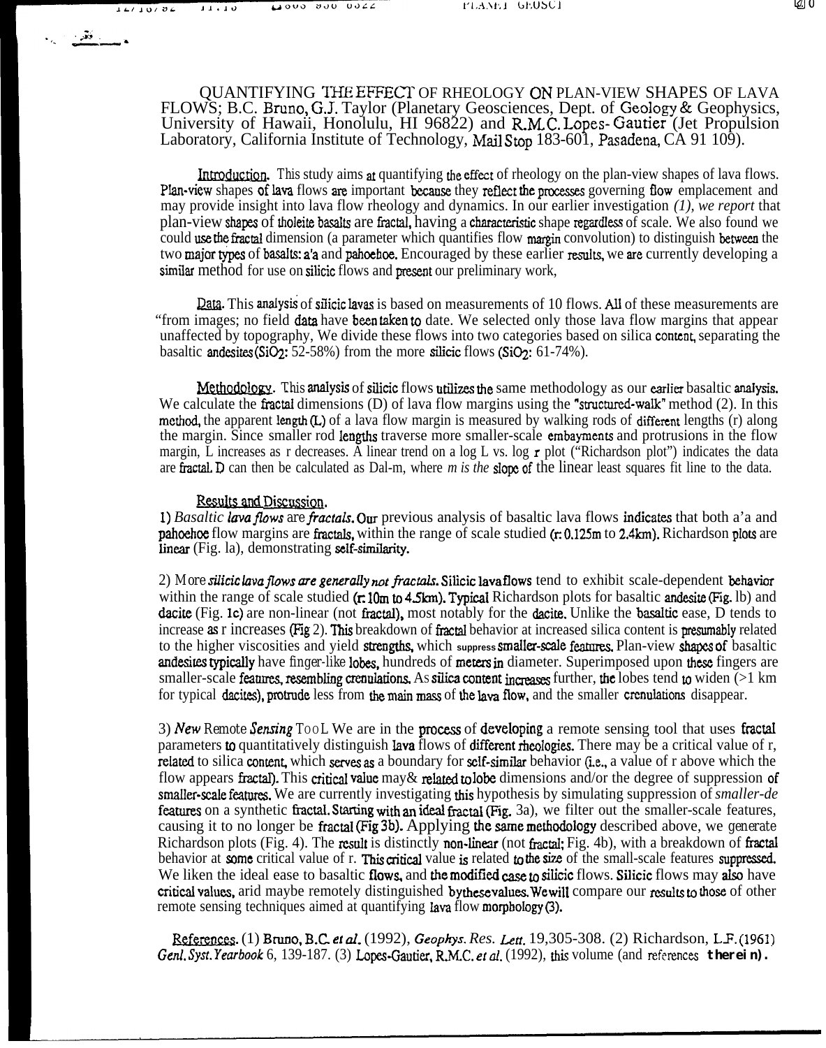# QUANTIFYING THE EFFECT OF RHEOLOGY ON PLAN-VIEW SHAPES OF LAVA FLOWS; B.C. Bruno, G.J. Taylor (Planetary Geosciences, Dept. of Geology & Geophysics, University of Hawaii, Honolulu, HI 96822) and R.M.C. Lopes-Gautier (Jet Propulsion Laboratory, California Institute of Technology, Mail Stop 183-601, Pasadena, CA 91 109).

**Introduction.** This study aims at quantifying the effect of rheology on the plan-view shapes of lava flows. Plan-view shapes of lava flows are important because they reflect the processes governing flow emplacement and may provide insight into lava flow rheology and dynamics. In our earlier investigation *(1), we report* that plan-view shapes of tholeite basalts are fractal, having a characteristic shape regardless of scale. We also found we could use the fractal dimension (a parameter which quantifies flow margin convolution) to distinguish between the two major types of basalts: a'a and pahoehoe. Encouraged by these earlier results, we are currently developing a similar method for use on silicic flows and present our preliminary work,

**Data.** This analysis of silicic lavas is based on measurements of 10 flows. All of these measurements are "from images; no field data have been taken to date. We selected only those lava flow margins that appear unaffected by topography, We divide these flows into two categories based on silica content, separating the basaltic andesites ($SiO_2$: 52-58%) from the more silicic flows ($SiO_2$: 61-74%).

**Methodology.** This analysis of silicic flows utilizes the same methodology as our earlier basaltic analysis. We calculate the fractal dimensions (D) of lava flow margins using the "structured-walk" method (2). In this method, the apparent length (L) of a lava flow margin is measured by walking rods of different lengths (r) along the margin. Since smaller rod lengths traverse more smaller-scale embayments and protrusions in the flow margin, L increases as r decreases. A linear trend on a log L vs. log *r* plot ("Richardson plot") indicates the data are fractal. D can then be calculated as D=1-m, where *m is the* slope of the linear least squares fit line to the data.

**Results and Discussion.**

1) *Basaltic lava flows* are *fractals.* Our previous analysis of basaltic lava flows indicates that both a'a and pahoehoe flow margins are fractals, within the range of scale studied (r: 0.125m to 2.4km). Richardson plots are linear (Fig. 1a), demonstrating self-similarity.

2) More *silicic lava flows are generally not fractals.* Silicic lava flows tend to exhibit scale-dependent behavior within the range of scale studied (r: 10m to 4.5km). Typical Richardson plots for basaltic andesite (Fig. 1b) and dacite (Fig. 1c) are non-linear (not fractal), most notably for the dacite. Unlike the basaltic ease, D tends to increase as r increases (Fig 2). This breakdown of fractal behavior at increased silica content is presumably related to the higher viscosities and yield strengths, which suppress smaller-scale features. Plan-view shapes of basaltic andesites typically have finger-like lobes, hundreds of meters in diameter. Superimposed upon these fingers are smaller-scale feanires, resembling crenulations. As silica content increases further, the lobes tend to widen (>1 km for typical dacites), protrude less from the main mass of the lava flow, and the smaller crenulations disappear.

3) *New* Remote *Sensing* TooL We are in the process of developing a remote sensing tool that uses fractal parameters to quantitatively distinguish lava flows of different rheologies. There may be a critical value of r, related to silica content, which serves as a boundary for self-similar behavior (i.e., a value of r above which the flow appears fractal). This critical value may& related to lobe dimensions and/or the degree of suppression of smaller-scale features. We are currently investigating this hypothesis by simulating suppression of *smaller-de* features on a synthetic fractal. Starting with an ideal fractal (Fig. 3a), we filter out the smaller-scale features, causing it to no longer be fractal (Fig 3b). Applying the same methodology described above, we generate Richardson plots (Fig. 4). The result is distinctly non-linear (not fractal; Fig. 4b), with a breakdown of fractal behavior at some critical value of r. This critical value is related to the size of the small-scale features suppressed. We liken the ideal ease to basaltic flows, and the modified case to silicic flows. Silicic flows may also have critical values, arid maybe remotely distinguished by these values. We will compare our results to those of other remote sensing techniques aimed at quantifying lava flow morphology (3).

**References.** (1) Bruno, B.C. *et al.* (1992), *Geophys. Res. Lett.* 19,305-308. (2) Richardson, L.F. (1961) *Genl. Syst. Yearbook* 6, 139-187. (3) Lopes-Gautier, R.M.C. *et al.* (1992), this volume (and references **therein).**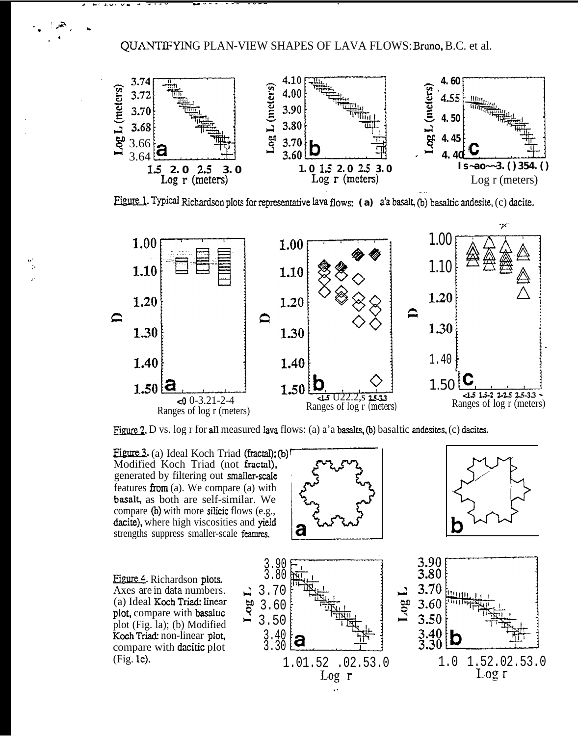Log L (meters)

3.74
3.72
3.70
3.68
3.66
3.64

a

1.5 2.0 2.5 3.0

Log r (meters)

Log L (meters)

4.10
4.00
3.90
3.80
3.70
3.60

b

1.0 1.5 2.0 2.5 3.0

Log r (meters)

Log L (meters)

4.60
4.55
4.50
4.45
4.40

c

Log r (meters)

Figure 1. Typical Richardson plots for representative lava flows: (a) a'a basalt, (b) basaltic andesite, (c) dacite.

D

1.00
1.10
1.20
1.30
1.40
1.50

a

Ranges of log r (meters)

D

1.00
1.10
1.20
1.30
1.40
1.50

b

Ranges of log r (meters)

D

1.00
1.10
1.20
1.30
1.40
1.50

c

<1.5 1.5-2 2-2.5 2.5-3.3

Ranges of log r (meters)

Figure 2. D vs. log r for all measured lava flows: (a) a'a basalts, (b) basaltic andesites, (c) dacites.

Figure 3. (a) Ideal Koch Triad (fractal); (b) Modified Koch Triad (not fractal), generated by filtering out smaller-scale features from (a). We compare (a) with basalt, as both are self-similar. We compare (b) with more silicic flows (e.g., dacite), where high viscosities and yield strengths suppress smaller-scale features.

a

b

Figure 4. Richardson plots. Axes are in data numbers. (a) Ideal Koch Triad: linear plot, compare with basaltic plot (Fig. 1a); (b) Modified Koch Triad: non-linear plot, compare with dacitic plot (Fig. 1c).

Log L

3.90
3.80
3.70
3.60
3.50
3.40
3.30

a

1.0 1.5 2.0 2.5 3.0

Log r

Log L

3.90
3.80
3.70
3.60
3.50
3.40
3.30

b

1.0 1.5 2.0 2.5 3.0

Log r